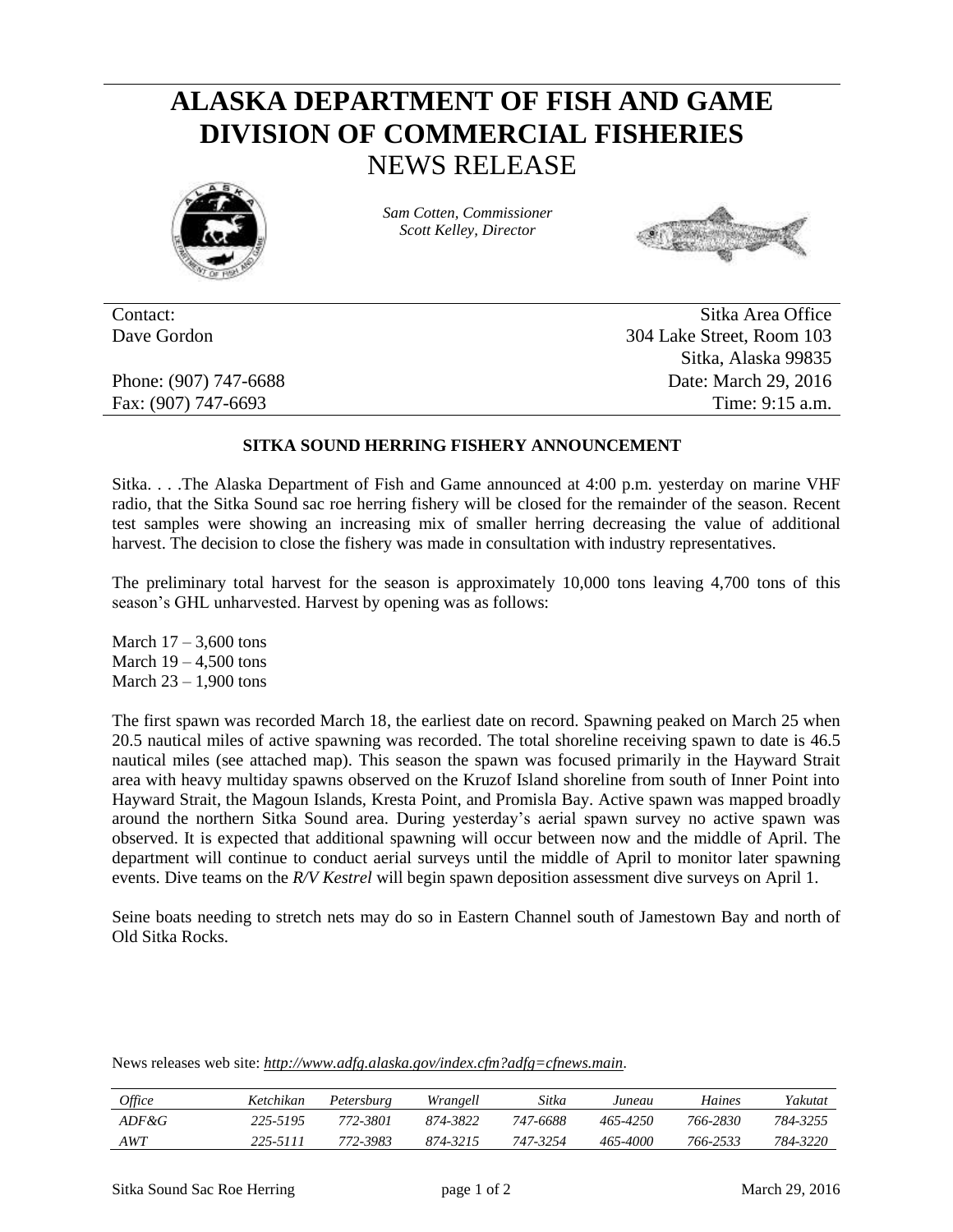# ALASKA DEPARTMENT OF FISH AND GAME
# DIVISION OF COMMERCIAL FISHERIES
## NEWS RELEASE

*Sam Cotten, Commissioner*
*Scott Kelley, Director*

Contact:
Dave Gordon

Phone: (907) 747-6688
Fax: (907) 747-6693

Sitka Area Office
304 Lake Street, Room 103
Sitka, Alaska 99835
Date: March 29, 2016
Time: 9:15 a.m.

**SITKA SOUND HERRING FISHERY ANNOUNCEMENT**

Sitka. . . .The Alaska Department of Fish and Game announced at 4:00 p.m. yesterday on marine VHF radio, that the Sitka Sound sac roe herring fishery will be closed for the remainder of the season. Recent test samples were showing an increasing mix of smaller herring decreasing the value of additional harvest. The decision to close the fishery was made in consultation with industry representatives.

The preliminary total harvest for the season is approximately 10,000 tons leaving 4,700 tons of this season's GHL unharvested. Harvest by opening was as follows:

March 17 – 3,600 tons
March 19 – 4,500 tons
March 23 – 1,900 tons

The first spawn was recorded March 18, the earliest date on record. Spawning peaked on March 25 when 20.5 nautical miles of active spawning was recorded. The total shoreline receiving spawn to date is 46.5 nautical miles (see attached map). This season the spawn was focused primarily in the Hayward Strait area with heavy multiday spawns observed on the Kruzof Island shoreline from south of Inner Point into Hayward Strait, the Magoun Islands, Kresta Point, and Promisla Bay. Active spawn was mapped broadly around the northern Sitka Sound area. During yesterday's aerial spawn survey no active spawn was observed. It is expected that additional spawning will occur between now and the middle of April. The department will continue to conduct aerial surveys until the middle of April to monitor later spawning events. Dive teams on the *R/V Kestrel* will begin spawn deposition assessment dive surveys on April 1.

Seine boats needing to stretch nets may do so in Eastern Channel south of Jamestown Bay and north of Old Sitka Rocks.

News releases web site: *http://www.adfg.alaska.gov/index.cfm?adfg=cfnews.main*.

| *Office* | *Ketchikan* | *Petersburg* | *Wrangell* | *Sitka* | *Juneau* | *Haines* | *Yakutat* |
|---|---|---|---|---|---|---|---|
| *ADF&G* | *225-5195* | *772-3801* | *874-3822* | *747-6688* | *465-4250* | *766-2830* | *784-3255* |
| *AWT* | *225-5111* | *772-3983* | *874-3215* | *747-3254* | *465-4000* | *766-2533* | *784-3220* |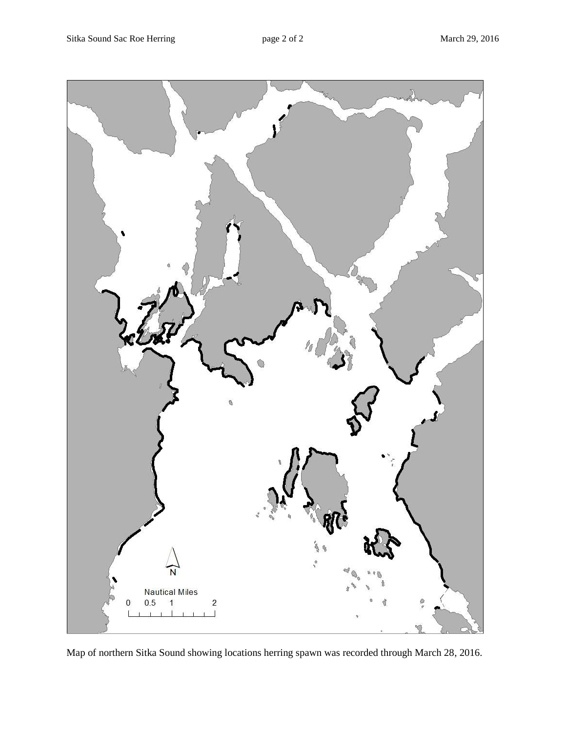N

Nautical Miles

0 0.5 1 2

Map of northern Sitka Sound showing locations herring spawn was recorded through March 28, 2016.